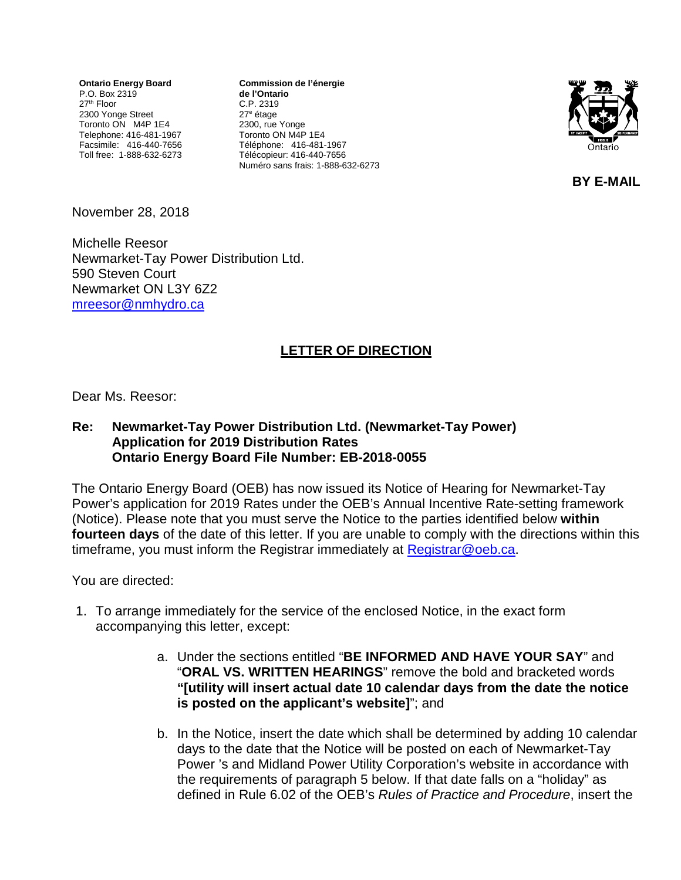**Ontario Energy Board**
P.O. Box 2319
27th Floor
2300 Yonge Street
Toronto ON M4P 1E4
Telephone: 416-481-1967
Facsimile: 416-440-7656
Toll free: 1-888-632-6273

**Commission de l'énergie de l'Ontario**
C.P. 2319
27e étage
2300, rue Yonge
Toronto ON M4P 1E4
Téléphone: 416-481-1967
Télécopieur: 416-440-7656
Numéro sans frais: 1-888-632-6273

**BY E-MAIL**

November 28, 2018

Michelle Reesor
Newmarket-Tay Power Distribution Ltd.
590 Steven Court
Newmarket ON L3Y 6Z2
mreesor@nmhydro.ca

## LETTER OF DIRECTION

Dear Ms. Reesor:

**Re: Newmarket-Tay Power Distribution Ltd. (Newmarket-Tay Power)**
**Application for 2019 Distribution Rates**
**Ontario Energy Board File Number: EB-2018-0055**

The Ontario Energy Board (OEB) has now issued its Notice of Hearing for Newmarket-Tay Power's application for 2019 Rates under the OEB's Annual Incentive Rate-setting framework (Notice). Please note that you must serve the Notice to the parties identified below **within fourteen days** of the date of this letter. If you are unable to comply with the directions within this timeframe, you must inform the Registrar immediately at Registrar@oeb.ca.

You are directed:

1. To arrange immediately for the service of the enclosed Notice, in the exact form accompanying this letter, except:

   a. Under the sections entitled "**BE INFORMED AND HAVE YOUR SAY**" and "**ORAL VS. WRITTEN HEARINGS**" remove the bold and bracketed words **"[utility will insert actual date 10 calendar days from the date the notice is posted on the applicant's website]**"; and

   b. In the Notice, insert the date which shall be determined by adding 10 calendar days to the date that the Notice will be posted on each of Newmarket-Tay Power 's and Midland Power Utility Corporation's website in accordance with the requirements of paragraph 5 below. If that date falls on a "holiday" as defined in Rule 6.02 of the OEB's *Rules of Practice and Procedure*, insert the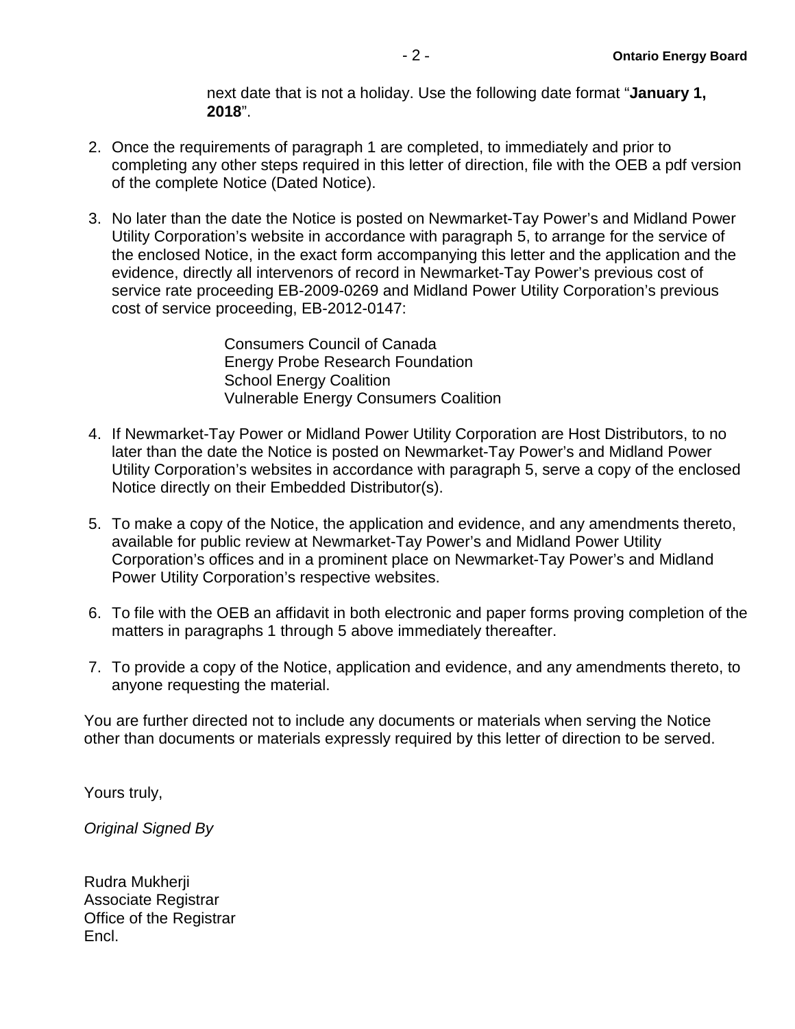next date that is not a holiday. Use the following date format "**January 1, 2018**".

2. Once the requirements of paragraph 1 are completed, to immediately and prior to completing any other steps required in this letter of direction, file with the OEB a pdf version of the complete Notice (Dated Notice).

3. No later than the date the Notice is posted on Newmarket-Tay Power's and Midland Power Utility Corporation's website in accordance with paragraph 5, to arrange for the service of the enclosed Notice, in the exact form accompanying this letter and the application and the evidence, directly all intervenors of record in Newmarket-Tay Power's previous cost of service rate proceeding EB-2009-0269 and Midland Power Utility Corporation's previous cost of service proceeding, EB-2012-0147:

   Consumers Council of Canada
   Energy Probe Research Foundation
   School Energy Coalition
   Vulnerable Energy Consumers Coalition

4. If Newmarket-Tay Power or Midland Power Utility Corporation are Host Distributors, to no later than the date the Notice is posted on Newmarket-Tay Power's and Midland Power Utility Corporation's websites in accordance with paragraph 5, serve a copy of the enclosed Notice directly on their Embedded Distributor(s).

5. To make a copy of the Notice, the application and evidence, and any amendments thereto, available for public review at Newmarket-Tay Power's and Midland Power Utility Corporation's offices and in a prominent place on Newmarket-Tay Power's and Midland Power Utility Corporation's respective websites.

6. To file with the OEB an affidavit in both electronic and paper forms proving completion of the matters in paragraphs 1 through 5 above immediately thereafter.

7. To provide a copy of the Notice, application and evidence, and any amendments thereto, to anyone requesting the material.

You are further directed not to include any documents or materials when serving the Notice other than documents or materials expressly required by this letter of direction to be served.

Yours truly,

*Original Signed By*

Rudra Mukherji
Associate Registrar
Office of the Registrar
Encl.